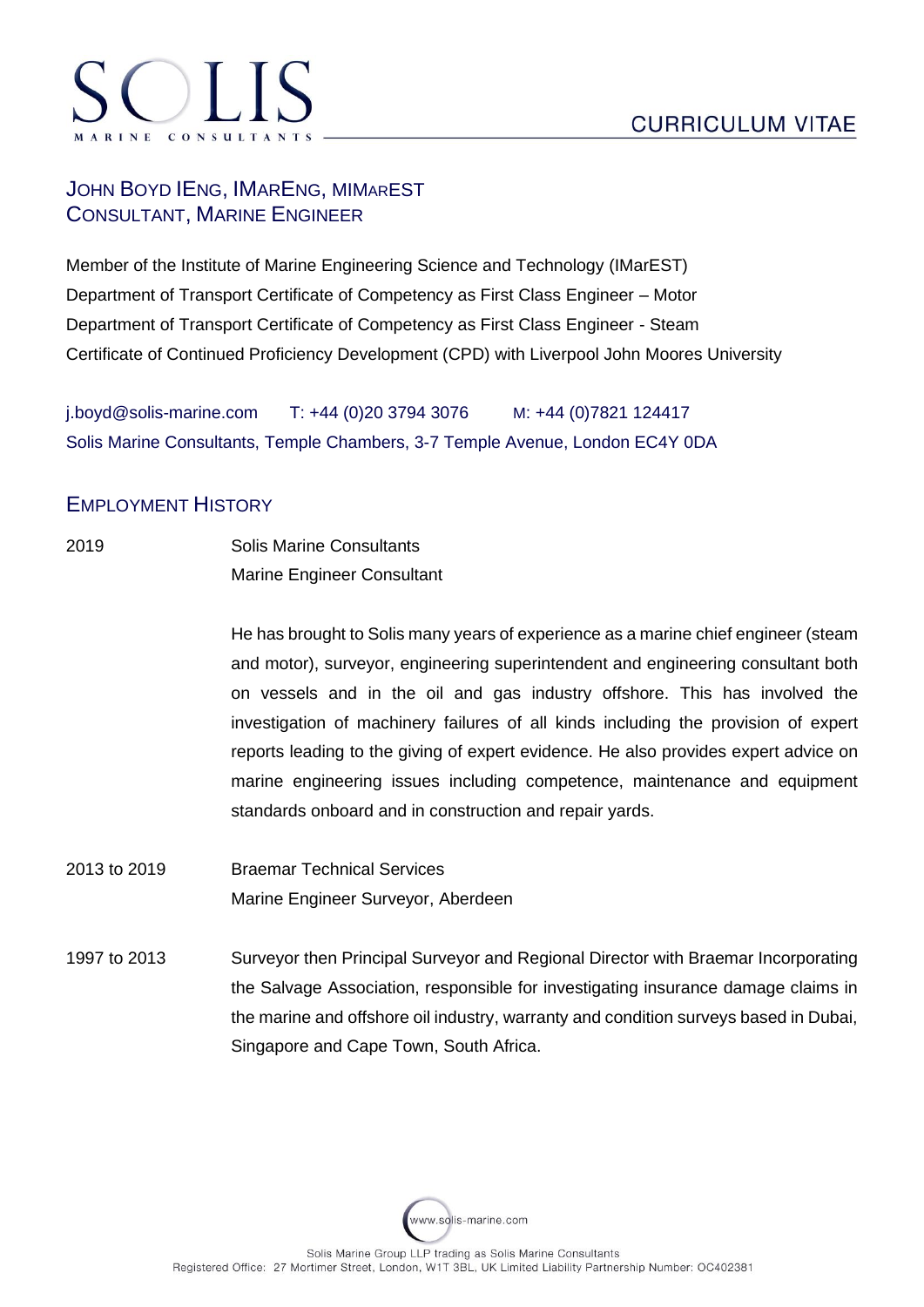# CURRICULUM VITAE

## John Boyd IEng, IMarEng, MIMarEST
## Consultant, Marine Engineer

Member of the Institute of Marine Engineering Science and Technology (IMarEST)
Department of Transport Certificate of Competency as First Class Engineer – Motor
Department of Transport Certificate of Competency as First Class Engineer - Steam
Certificate of Continued Proficiency Development (CPD) with Liverpool John Moores University

j.boyd@solis-marine.com T: +44 (0)20 3794 3076 M: +44 (0)7821 124417
Solis Marine Consultants, Temple Chambers, 3-7 Temple Avenue, London EC4Y 0DA

## Employment History

**2019**
Solis Marine Consultants
Marine Engineer Consultant

He has brought to Solis many years of experience as a marine chief engineer (steam and motor), surveyor, engineering superintendent and engineering consultant both on vessels and in the oil and gas industry offshore. This has involved the investigation of machinery failures of all kinds including the provision of expert reports leading to the giving of expert evidence. He also provides expert advice on marine engineering issues including competence, maintenance and equipment standards onboard and in construction and repair yards.

**2013 to 2019**
Braemar Technical Services
Marine Engineer Surveyor, Aberdeen

**1997 to 2013**
Surveyor then Principal Surveyor and Regional Director with Braemar Incorporating the Salvage Association, responsible for investigating insurance damage claims in the marine and offshore oil industry, warranty and condition surveys based in Dubai, Singapore and Cape Town, South Africa.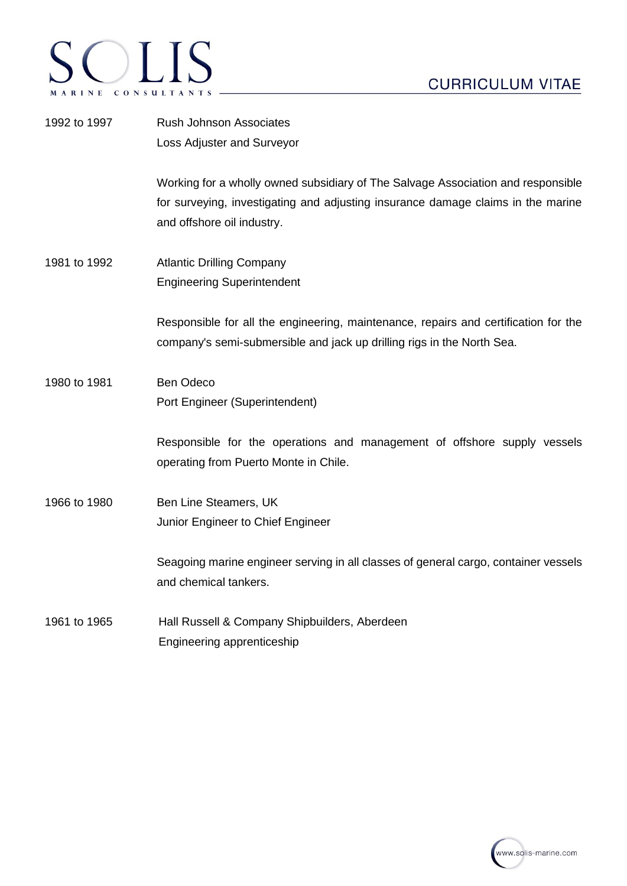1992 to 1997

Rush Johnson Associates
Loss Adjuster and Surveyor

Working for a wholly owned subsidiary of The Salvage Association and responsible for surveying, investigating and adjusting insurance damage claims in the marine and offshore oil industry.

1981 to 1992

Atlantic Drilling Company
Engineering Superintendent

Responsible for all the engineering, maintenance, repairs and certification for the company's semi-submersible and jack up drilling rigs in the North Sea.

1980 to 1981

Ben Odeco
Port Engineer (Superintendent)

Responsible for the operations and management of offshore supply vessels operating from Puerto Monte in Chile.

1966 to 1980

Ben Line Steamers, UK
Junior Engineer to Chief Engineer

Seagoing marine engineer serving in all classes of general cargo, container vessels and chemical tankers.

1961 to 1965

Hall Russell & Company Shipbuilders, Aberdeen
Engineering apprenticeship